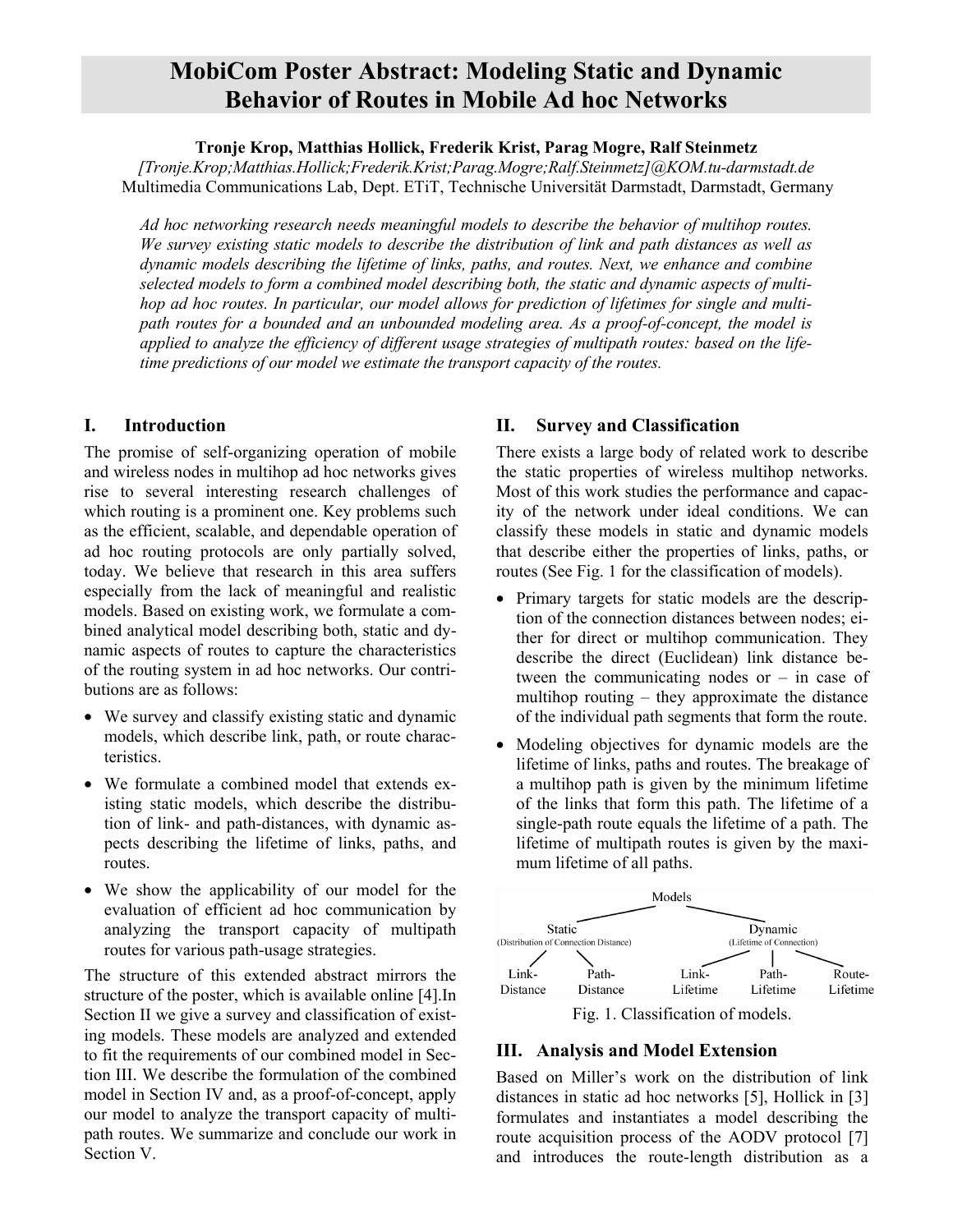# MobiCom Poster Abstract: Modeling Static and Dynamic Behavior of Routes in Mobile Ad hoc Networks

**Tronje Krop, Matthias Hollick, Frederik Krist, Parag Mogre, Ralf Steinmetz**

*[Tronje.Krop;Matthias.Hollick;Frederik.Krist;Parag.Mogre;Ralf.Steinmetz]@KOM.tu-darmstadt.de*

Multimedia Communications Lab, Dept. ETiT, Technische Universität Darmstadt, Darmstadt, Germany

*Ad hoc networking research needs meaningful models to describe the behavior of multihop routes. We survey existing static models to describe the distribution of link and path distances as well as dynamic models describing the lifetime of links, paths, and routes. Next, we enhance and combine selected models to form a combined model describing both, the static and dynamic aspects of multihop ad hoc routes. In particular, our model allows for prediction of lifetimes for single and multipath routes for a bounded and an unbounded modeling area. As a proof-of-concept, the model is applied to analyze the efficiency of different usage strategies of multipath routes: based on the lifetime predictions of our model we estimate the transport capacity of the routes.*

## I. Introduction

The promise of self-organizing operation of mobile and wireless nodes in multihop ad hoc networks gives rise to several interesting research challenges of which routing is a prominent one. Key problems such as the efficient, scalable, and dependable operation of ad hoc routing protocols are only partially solved, today. We believe that research in this area suffers especially from the lack of meaningful and realistic models. Based on existing work, we formulate a combined analytical model describing both, static and dynamic aspects of routes to capture the characteristics of the routing system in ad hoc networks. Our contributions are as follows:

- We survey and classify existing static and dynamic models, which describe link, path, or route characteristics.
- We formulate a combined model that extends existing static models, which describe the distribution of link- and path-distances, with dynamic aspects describing the lifetime of links, paths, and routes.
- We show the applicability of our model for the evaluation of efficient ad hoc communication by analyzing the transport capacity of multipath routes for various path-usage strategies.

The structure of this extended abstract mirrors the structure of the poster, which is available online [4].In Section II we give a survey and classification of existing models. These models are analyzed and extended to fit the requirements of our combined model in Section III. We describe the formulation of the combined model in Section IV and, as a proof-of-concept, apply our model to analyze the transport capacity of multipath routes. We summarize and conclude our work in Section V.

## II. Survey and Classification

There exists a large body of related work to describe the static properties of wireless multihop networks. Most of this work studies the performance and capacity of the network under ideal conditions. We can classify these models in static and dynamic models that describe either the properties of links, paths, or routes (See Fig. 1 for the classification of models).

- Primary targets for static models are the description of the connection distances between nodes; either for direct or multihop communication. They describe the direct (Euclidean) link distance between the communicating nodes or – in case of multihop routing – they approximate the distance of the individual path segments that form the route.
- Modeling objectives for dynamic models are the lifetime of links, paths and routes. The breakage of a multihop path is given by the minimum lifetime of the links that form this path. The lifetime of a single-path route equals the lifetime of a path. The lifetime of multipath routes is given by the maximum lifetime of all paths.

Models
- Static (Distribution of Connection Distance)
  - Link-Distance
  - Path-Distance
- Dynamic (Lifetime of Connection)
  - Link-Lifetime
  - Path-Lifetime
  - Route-Lifetime

Fig. 1. Classification of models.

## III. Analysis and Model Extension

Based on Miller's work on the distribution of link distances in static ad hoc networks [5], Hollick in [3] formulates and instantiates a model describing the route acquisition process of the AODV protocol [7] and introduces the route-length distribution as a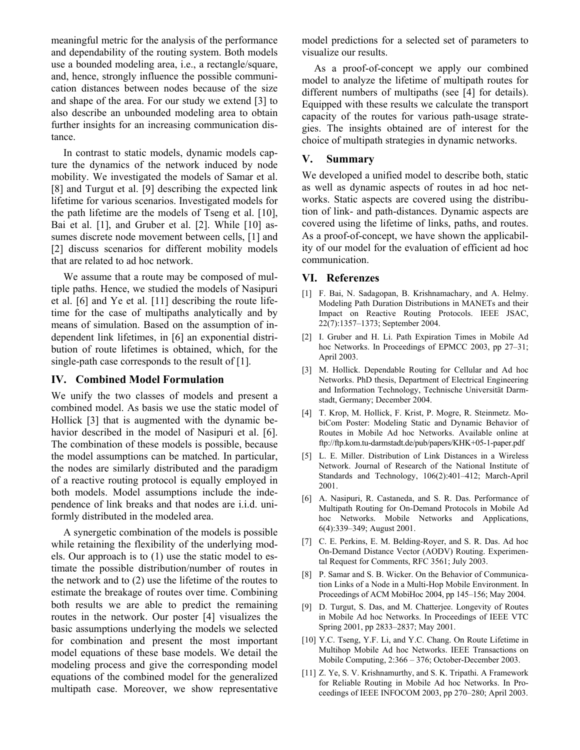meaningful metric for the analysis of the performance and dependability of the routing system. Both models use a bounded modeling area, i.e., a rectangle/square, and, hence, strongly influence the possible communication distances between nodes because of the size and shape of the area. For our study we extend [3] to also describe an unbounded modeling area to obtain further insights for an increasing communication distance.

In contrast to static models, dynamic models capture the dynamics of the network induced by node mobility. We investigated the models of Samar et al. [8] and Turgut et al. [9] describing the expected link lifetime for various scenarios. Investigated models for the path lifetime are the models of Tseng et al. [10], Bai et al. [1], and Gruber et al. [2]. While [10] assumes discrete node movement between cells, [1] and [2] discuss scenarios for different mobility models that are related to ad hoc network.

We assume that a route may be composed of multiple paths. Hence, we studied the models of Nasipuri et al. [6] and Ye et al. [11] describing the route lifetime for the case of multipaths analytically and by means of simulation. Based on the assumption of independent link lifetimes, in [6] an exponential distribution of route lifetimes is obtained, which, for the single-path case corresponds to the result of [1].

## IV. Combined Model Formulation

We unify the two classes of models and present a combined model. As basis we use the static model of Hollick [3] that is augmented with the dynamic behavior described in the model of Nasipuri et al. [6]. The combination of these models is possible, because the model assumptions can be matched. In particular, the nodes are similarly distributed and the paradigm of a reactive routing protocol is equally employed in both models. Model assumptions include the independence of link breaks and that nodes are i.i.d. uniformly distributed in the modeled area.

A synergetic combination of the models is possible while retaining the flexibility of the underlying models. Our approach is to (1) use the static model to estimate the possible distribution/number of routes in the network and to (2) use the lifetime of the routes to estimate the breakage of routes over time. Combining both results we are able to predict the remaining routes in the network. Our poster [4] visualizes the basic assumptions underlying the models we selected for combination and present the most important model equations of these base models. We detail the modeling process and give the corresponding model equations of the combined model for the generalized multipath case. Moreover, we show representative model predictions for a selected set of parameters to visualize our results.

As a proof-of-concept we apply our combined model to analyze the lifetime of multipath routes for different numbers of multipaths (see [4] for details). Equipped with these results we calculate the transport capacity of the routes for various path-usage strategies. The insights obtained are of interest for the choice of multipath strategies in dynamic networks.

## V. Summary

We developed a unified model to describe both, static as well as dynamic aspects of routes in ad hoc networks. Static aspects are covered using the distribution of link- and path-distances. Dynamic aspects are covered using the lifetime of links, paths, and routes. As a proof-of-concept, we have shown the applicability of our model for the evaluation of efficient ad hoc communication.

## VI. Referenzes

[1] F. Bai, N. Sadagopan, B. Krishnamachary, and A. Helmy. Modeling Path Duration Distributions in MANETs and their Impact on Reactive Routing Protocols. IEEE JSAC, 22(7):1357–1373; September 2004.

[2] I. Gruber and H. Li. Path Expiration Times in Mobile Ad hoc Networks. In Proceedings of EPMCC 2003, pp 27–31; April 2003.

[3] M. Hollick. Dependable Routing for Cellular and Ad hoc Networks. PhD thesis, Department of Electrical Engineering and Information Technology, Technische Universität Darmstadt, Germany; December 2004.

[4] T. Krop, M. Hollick, F. Krist, P. Mogre, R. Steinmetz. MobiCom Poster: Modeling Static and Dynamic Behavior of Routes in Mobile Ad hoc Networks. Available online at ftp://ftp.kom.tu-darmstadt.de/pub/papers/KHK+05-1-paper.pdf

[5] L. E. Miller. Distribution of Link Distances in a Wireless Network. Journal of Research of the National Institute of Standards and Technology, 106(2):401–412; March-April 2001.

[6] A. Nasipuri, R. Castaneda, and S. R. Das. Performance of Multipath Routing for On-Demand Protocols in Mobile Ad hoc Networks. Mobile Networks and Applications, 6(4):339–349; August 2001.

[7] C. E. Perkins, E. M. Belding-Royer, and S. R. Das. Ad hoc On-Demand Distance Vector (AODV) Routing. Experimental Request for Comments, RFC 3561; July 2003.

[8] P. Samar and S. B. Wicker. On the Behavior of Communication Links of a Node in a Multi-Hop Mobile Environment. In Proceedings of ACM MobiHoc 2004, pp 145–156; May 2004.

[9] D. Turgut, S. Das, and M. Chatterjee. Longevity of Routes in Mobile Ad hoc Networks. In Proceedings of IEEE VTC Spring 2001, pp 2833–2837; May 2001.

[10] Y.C. Tseng, Y.F. Li, and Y.C. Chang. On Route Lifetime in Multihop Mobile Ad hoc Networks. IEEE Transactions on Mobile Computing, 2:366 – 376; October-December 2003.

[11] Z. Ye, S. V. Krishnamurthy, and S. K. Tripathi. A Framework for Reliable Routing in Mobile Ad hoc Networks. In Proceedings of IEEE INFOCOM 2003, pp 270–280; April 2003.